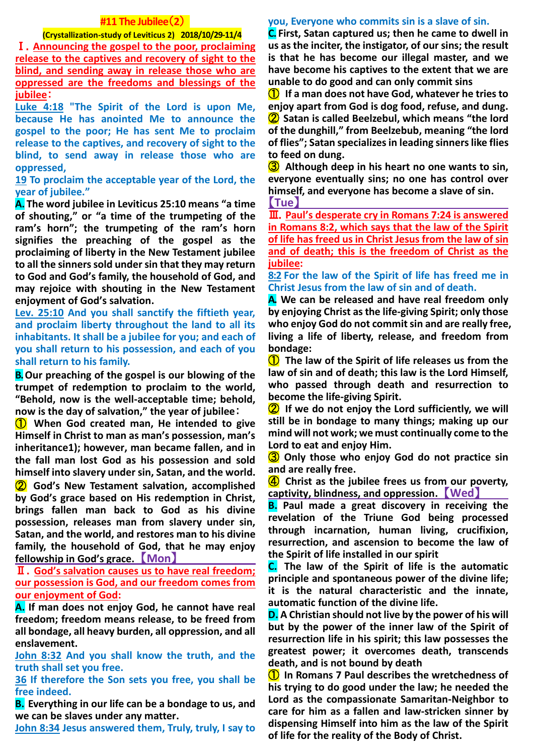# #11 The Jubilee（2）

**(Crystallization-study of Leviticus 2) 2018/10/29-11/4**

## Ⅰ. Announcing the gospel to the poor, proclaiming release to the captives and recovery of sight to the blind, and sending away in release those who are oppressed are the freedoms and blessings of the jubilee：

Luke 4:18 "The Spirit of the Lord is upon Me, because He has anointed Me to announce the gospel to the poor; He has sent Me to proclaim release to the captives, and recovery of sight to the blind, to send away in release those who are oppressed,

19 To proclaim the acceptable year of the Lord, the year of jubilee."

**A.** **The word jubilee in Leviticus 25:10 means "a time of shouting," or "a time of the trumpeting of the ram's horn"; the trumpeting of the ram's horn signifies the preaching of the gospel as the proclaiming of liberty in the New Testament jubilee to all the sinners sold under sin that they may return to God and God's family, the household of God, and may rejoice with shouting in the New Testament enjoyment of God's salvation.**

Lev. 25:10 And you shall sanctify the fiftieth year, and proclaim liberty throughout the land to all its inhabitants. It shall be a jubilee for you; and each of you shall return to his possession, and each of you shall return to his family.

**B.** **Our preaching of the gospel is our blowing of the trumpet of redemption to proclaim to the world, "Behold, now is the well-acceptable time; behold, now is the day of salvation," the year of jubilee：**

**① When God created man, He intended to give Himself in Christ to man as man's possession, man's inheritance1); however, man became fallen, and in the fall man lost God as his possession and sold himself into slavery under sin, Satan, and the world.**

**② God's New Testament salvation, accomplished by God's grace based on His redemption in Christ, brings fallen man back to God as his divine possession, releases man from slavery under sin, Satan, and the world, and restores man to his divine family, the household of God, that he may enjoy fellowship in God's grace.** 【Mon】

## Ⅱ. God's salvation causes us to have real freedom; our possession is God, and our freedom comes from our enjoyment of God:

**A.** **If man does not enjoy God, he cannot have real freedom; freedom means release, to be freed from all bondage, all heavy burden, all oppression, and all enslavement.**

John 8:32 And you shall know the truth, and the truth shall set you free.

36 If therefore the Son sets you free, you shall be free indeed.

**B.** **Everything in our life can be a bondage to us, and we can be slaves under any matter.**

John 8:34 Jesus answered them, Truly, truly, I say to you, Everyone who commits sin is a slave of sin.

**C.** **First, Satan captured us; then he came to dwell in us as the inciter, the instigator, of our sins; the result is that he has become our illegal master, and we have become his captives to the extent that we are unable to do good and can only commit sins**

**① If a man does not have God, whatever he tries to enjoy apart from God is dog food, refuse, and dung.**

**② Satan is called Beelzebul, which means "the lord of the dunghill," from Beelzebub, meaning "the lord of flies"; Satan specializes in leading sinners like flies to feed on dung.**

**③ Although deep in his heart no one wants to sin, everyone eventually sins; no one has control over himself, and everyone has become a slave of sin.** 【Tue】

## Ⅲ. Paul's desperate cry in Romans 7:24 is answered in Romans 8:2, which says that the law of the Spirit of life has freed us in Christ Jesus from the law of sin and of death; this is the freedom of Christ as the jubilee:

8:2 For the law of the Spirit of life has freed me in Christ Jesus from the law of sin and of death.

**A.** **We can be released and have real freedom only by enjoying Christ as the life-giving Spirit; only those who enjoy God do not commit sin and are really free, living a life of liberty, release, and freedom from bondage:**

**① The law of the Spirit of life releases us from the law of sin and of death; this law is the Lord Himself, who passed through death and resurrection to become the life-giving Spirit.**

**② If we do not enjoy the Lord sufficiently, we will still be in bondage to many things; making up our mind will not work; we must continually come to the Lord to eat and enjoy Him.**

**③ Only those who enjoy God do not practice sin and are really free.**

**④ Christ as the jubilee frees us from our poverty, captivity, blindness, and oppression.** 【Wed】

**B.** **Paul made a great discovery in receiving the revelation of the Triune God being processed through incarnation, human living, crucifixion, resurrection, and ascension to become the law of the Spirit of life installed in our spirit**

**C.** **The law of the Spirit of life is the automatic principle and spontaneous power of the divine life; it is the natural characteristic and the innate, automatic function of the divine life.**

**D.** **A Christian should not live by the power of his will but by the power of the inner law of the Spirit of resurrection life in his spirit; this law possesses the greatest power; it overcomes death, transcends death, and is not bound by death**

**① In Romans 7 Paul describes the wretchedness of his trying to do good under the law; he needed the Lord as the compassionate Samaritan-Neighbor to care for him as a fallen and law-stricken sinner by dispensing Himself into him as the law of the Spirit of life for the reality of the Body of Christ.**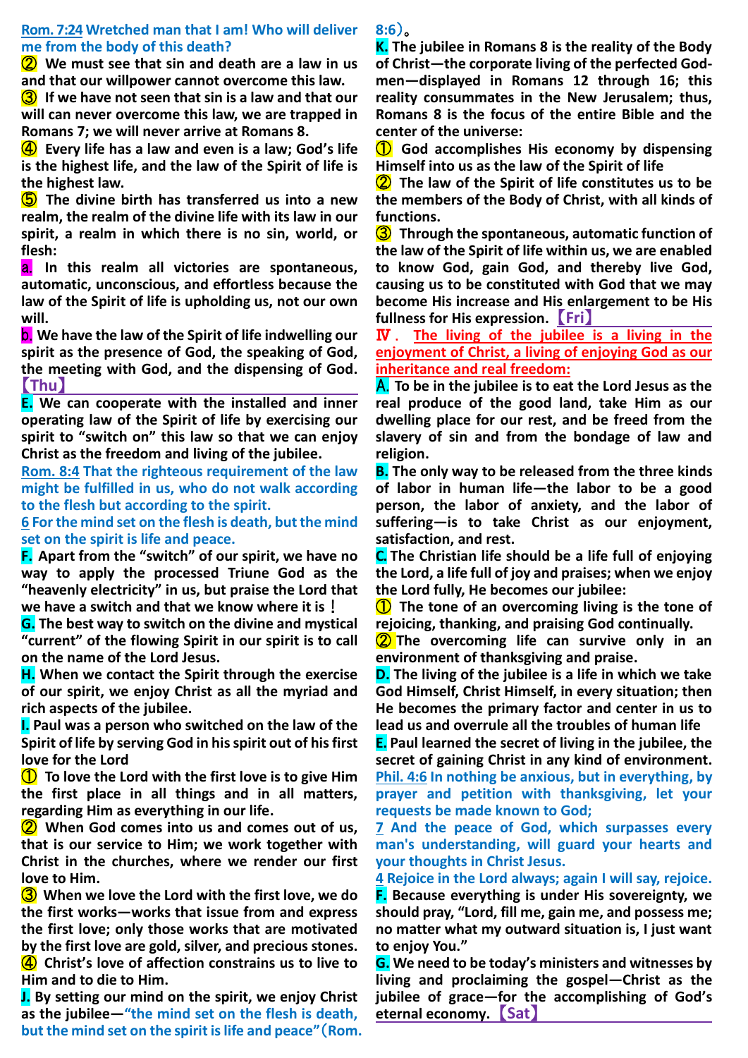**Rom. 7:24 Wretched man that I am! Who will deliver me from the body of this death?**

② We must see that sin and death are a law in us and that our willpower cannot overcome this law.

③ If we have not seen that sin is a law and that our will can never overcome this law, we are trapped in Romans 7; we will never arrive at Romans 8.

④ Every life has a law and even is a law; God's life is the highest life, and the law of the Spirit of life is the highest law.

⑤ The divine birth has transferred us into a new realm, the realm of the divine life with its law in our spirit, a realm in which there is no sin, world, or flesh:

a. In this realm all victories are spontaneous, automatic, unconscious, and effortless because the law of the Spirit of life is upholding us, not our own will.

b. We have the law of the Spirit of life indwelling our spirit as the presence of God, the speaking of God, the meeting with God, and the dispensing of God. 【Thu】

**E.** We can cooperate with the installed and inner operating law of the Spirit of life by exercising our spirit to "switch on" this law so that we can enjoy Christ as the freedom and living of the jubilee.

**Rom. 8:4 That the righteous requirement of the law might be fulfilled in us, who do not walk according to the flesh but according to the spirit.**

**6 For the mind set on the flesh is death, but the mind set on the spirit is life and peace.**

**F.** Apart from the "switch" of our spirit, we have no way to apply the processed Triune God as the "heavenly electricity" in us, but praise the Lord that we have a switch and that we know where it is！

**G.** The best way to switch on the divine and mystical "current" of the flowing Spirit in our spirit is to call on the name of the Lord Jesus.

**H.** When we contact the Spirit through the exercise of our spirit, we enjoy Christ as all the myriad and rich aspects of the jubilee.

**I.** Paul was a person who switched on the law of the Spirit of life by serving God in his spirit out of his first love for the Lord

① To love the Lord with the first love is to give Him the first place in all things and in all matters, regarding Him as everything in our life.

② When God comes into us and comes out of us, that is our service to Him; we work together with Christ in the churches, where we render our first love to Him.

③ When we love the Lord with the first love, we do the first works—works that issue from and express the first love; only those works that are motivated by the first love are gold, silver, and precious stones.

④ Christ's love of affection constrains us to live to Him and to die to Him.

**J.** By setting our mind on the spirit, we enjoy Christ as the jubilee—**"the mind set on the flesh is death, but the mind set on the spirit is life and peace"（Rom. 8:6）。**

**K.** The jubilee in Romans 8 is the reality of the Body of Christ—the corporate living of the perfected God-men—displayed in Romans 12 through 16; this reality consummates in the New Jerusalem; thus, Romans 8 is the focus of the entire Bible and the center of the universe:

① God accomplishes His economy by dispensing Himself into us as the law of the Spirit of life

② The law of the Spirit of life constitutes us to be the members of the Body of Christ, with all kinds of functions.

③ Through the spontaneous, automatic function of the law of the Spirit of life within us, we are enabled to know God, gain God, and thereby live God, causing us to be constituted with God that we may become His increase and His enlargement to be His fullness for His expression. 【Fri】

## Ⅳ. The living of the jubilee is a living in the enjoyment of Christ, a living of enjoying God as our inheritance and real freedom:

**A.** To be in the jubilee is to eat the Lord Jesus as the real produce of the good land, take Him as our dwelling place for our rest, and be freed from the slavery of sin and from the bondage of law and religion.

**B.** The only way to be released from the three kinds of labor in human life—the labor to be a good person, the labor of anxiety, and the labor of suffering—is to take Christ as our enjoyment, satisfaction, and rest.

**C.** The Christian life should be a life full of enjoying the Lord, a life full of joy and praises; when we enjoy the Lord fully, He becomes our jubilee:

① The tone of an overcoming living is the tone of rejoicing, thanking, and praising God continually.

② The overcoming life can survive only in an environment of thanksgiving and praise.

**D.** The living of the jubilee is a life in which we take God Himself, Christ Himself, in every situation; then He becomes the primary factor and center in us to lead us and overrule all the troubles of human life

**E.** Paul learned the secret of living in the jubilee, the secret of gaining Christ in any kind of environment.

**Phil. 4:6 In nothing be anxious, but in everything, by prayer and petition with thanksgiving, let your requests be made known to God;**

**7 And the peace of God, which surpasses every man's understanding, will guard your hearts and your thoughts in Christ Jesus.**

**4 Rejoice in the Lord always; again I will say, rejoice.**

**F.** Because everything is under His sovereignty, we should pray, "Lord, fill me, gain me, and possess me; no matter what my outward situation is, I just want to enjoy You."

**G.** We need to be today's ministers and witnesses by living and proclaiming the gospel—Christ as the jubilee of grace—for the accomplishing of God's eternal economy. 【Sat】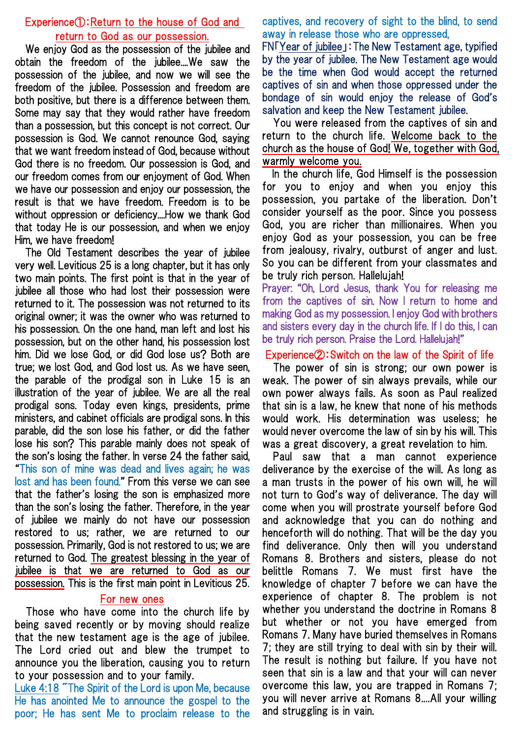## Experience①:Return to the house of God and return to God as our possession.

We enjoy God as the possession of the jubilee and obtain the freedom of the jubilee....We saw the possession of the jubilee, and now we will see the freedom of the jubilee. Possession and freedom are both positive, but there is a difference between them. Some may say that they would rather have freedom than a possession, but this concept is not correct. Our possession is God. We cannot renounce God, saying that we want freedom instead of God, because without God there is no freedom. Our possession is God, and our freedom comes from our enjoyment of God. When we have our possession and enjoy our possession, the result is that we have freedom. Freedom is to be without oppression or deficiency....How we thank God that today He is our possession, and when we enjoy Him, we have freedom!

The Old Testament describes the year of jubilee very well. Leviticus 25 is a long chapter, but it has only two main points. The first point is that in the year of jubilee all those who had lost their possession were returned to it. The possession was not returned to its original owner; it was the owner who was returned to his possession. On the one hand, man left and lost his possession, but on the other hand, his possession lost him. Did we lose God, or did God lose us? Both are true; we lost God, and God lost us. As we have seen, the parable of the prodigal son in Luke 15 is an illustration of the year of jubilee. We are all the real prodigal sons. Today even kings, presidents, prime ministers, and cabinet officials are prodigal sons. In this parable, did the son lose his father, or did the father lose his son? This parable mainly does not speak of the son's losing the father. In verse 24 the father said, "This son of mine was dead and lives again; he was lost and has been found." From this verse we can see that the father's losing the son is emphasized more than the son's losing the father. Therefore, in the year of jubilee we mainly do not have our possession restored to us; rather, we are returned to our possession. Primarily, God is not restored to us; we are returned to God. The greatest blessing in the year of jubilee is that we are returned to God as our possession. This is the first main point in Leviticus 25.

### For new ones

Those who have come into the church life by being saved recently or by moving should realize that the new testament age is the age of jubilee. The Lord cried out and blew the trumpet to announce you the liberation, causing you to return to your possession and to your family.

Luke 4:18 "The Spirit of the Lord is upon Me, because He has anointed Me to announce the gospel to the poor; He has sent Me to proclaim release to the captives, and recovery of sight to the blind, to send away in release those who are oppressed,

FN「Year of jubilee」: The New Testament age, typified by the year of jubilee. The New Testament age would be the time when God would accept the returned captives of sin and when those oppressed under the bondage of sin would enjoy the release of God's salvation and keep the New Testament jubilee.

You were released from the captives of sin and return to the church life. Welcome back to the church as the house of God! We, together with God, warmly welcome you.

In the church life, God Himself is the possession for you to enjoy and when you enjoy this possession, you partake of the liberation. Don't consider yourself as the poor. Since you possess God, you are richer than millionaires. When you enjoy God as your possession, you can be free from jealousy, rivalry, outburst of anger and lust. So you can be different from your classmates and be truly rich person. Hallelujah!

Prayer: "Oh, Lord Jesus, thank You for releasing me from the captives of sin. Now I return to home and making God as my possession. I enjoy God with brothers and sisters every day in the church life. If I do this, I can be truly rich person. Praise the Lord. Hallelujah!"

## Experience②: Switch on the law of the Spirit of life

The power of sin is strong; our own power is weak. The power of sin always prevails, while our own power always fails. As soon as Paul realized that sin is a law, he knew that none of his methods would work. His determination was useless; he would never overcome the law of sin by his will. This was a great discovery, a great revelation to him.

Paul saw that a man cannot experience deliverance by the exercise of the will. As long as a man trusts in the power of his own will, he will not turn to God's way of deliverance. The day will come when you will prostrate yourself before God and acknowledge that you can do nothing and henceforth will do nothing. That will be the day you find deliverance. Only then will you understand Romans 8. Brothers and sisters, please do not belittle Romans 7. We must first have the knowledge of chapter 7 before we can have the experience of chapter 8. The problem is not whether you understand the doctrine in Romans 8 but whether or not you have emerged from Romans 7. Many have buried themselves in Romans 7; they are still trying to deal with sin by their will. The result is nothing but failure. If you have not seen that sin is a law and that your will can never overcome this law, you are trapped in Romans 7; you will never arrive at Romans 8....All your willing and struggling is in vain.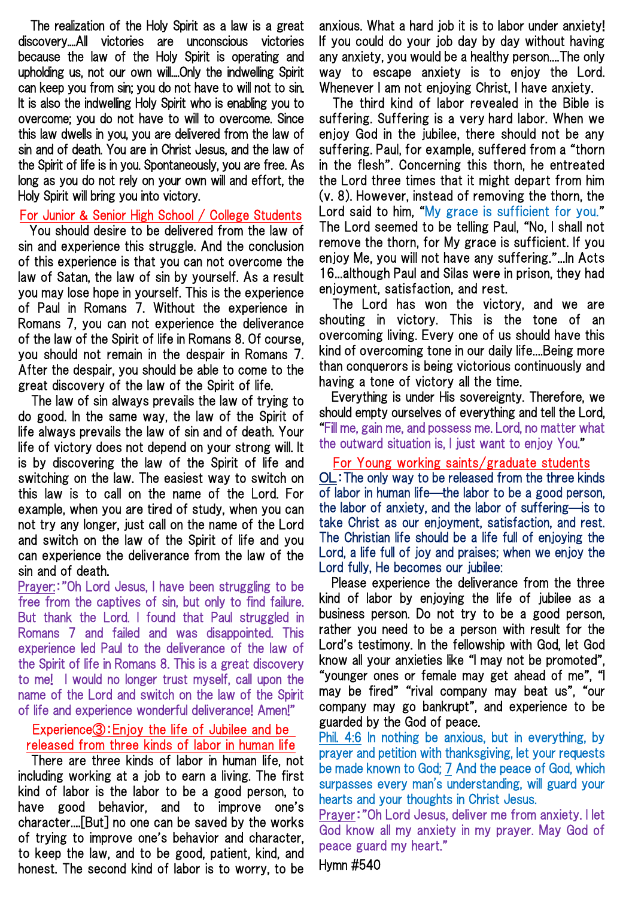The realization of the Holy Spirit as a law is a great discovery....All victories are unconscious victories because the law of the Holy Spirit is operating and upholding us, not our own will....Only the indwelling Spirit can keep you from sin; you do not have to will not to sin. It is also the indwelling Holy Spirit who is enabling you to overcome; you do not have to will to overcome. Since this law dwells in you, you are delivered from the law of sin and of death. You are in Christ Jesus, and the law of the Spirit of life is in you. Spontaneously, you are free. As long as you do not rely on your own will and effort, the Holy Spirit will bring you into victory.

## For Junior & Senior High School / College Students

You should desire to be delivered from the law of sin and experience this struggle. And the conclusion of this experience is that you can not overcome the law of Satan, the law of sin by yourself. As a result you may lose hope in yourself. This is the experience of Paul in Romans 7. Without the experience in Romans 7, you can not experience the deliverance of the law of the Spirit of life in Romans 8. Of course, you should not remain in the despair in Romans 7. After the despair, you should be able to come to the great discovery of the law of the Spirit of life.

The law of sin always prevails the law of trying to do good. In the same way, the law of the Spirit of life always prevails the law of sin and of death. Your life of victory does not depend on your strong will. It is by discovering the law of the Spirit of life and switching on the law. The easiest way to switch on this law is to call on the name of the Lord. For example, when you are tired of study, when you can not try any longer, just call on the name of the Lord and switch on the law of the Spirit of life and you can experience the deliverance from the law of the sin and of death.

Prayer: "Oh Lord Jesus, I have been struggling to be free from the captives of sin, but only to find failure. But thank the Lord. I found that Paul struggled in Romans 7 and failed and was disappointed. This experience led Paul to the deliverance of the law of the Spirit of life in Romans 8. This is a great discovery to me! I would no longer trust myself, call upon the name of the Lord and switch on the law of the Spirit of life and experience wonderful deliverance! Amen!"

## Experience③: Enjoy the life of Jubilee and be released from three kinds of labor in human life

There are three kinds of labor in human life, not including working at a job to earn a living. The first kind of labor is the labor to be a good person, to have good behavior, and to improve one's character....[But] no one can be saved by the works of trying to improve one's behavior and character, to keep the law, and to be good, patient, kind, and honest. The second kind of labor is to worry, to be anxious. What a hard job it is to labor under anxiety! If you could do your job day by day without having any anxiety, you would be a healthy person....The only way to escape anxiety is to enjoy the Lord. Whenever I am not enjoying Christ, I have anxiety.

The third kind of labor revealed in the Bible is suffering. Suffering is a very hard labor. When we enjoy God in the jubilee, there should not be any suffering. Paul, for example, suffered from a "thorn in the flesh". Concerning this thorn, he entreated the Lord three times that it might depart from him (v. 8). However, instead of removing the thorn, the Lord said to him, "My grace is sufficient for you." The Lord seemed to be telling Paul, "No, I shall not remove the thorn, for My grace is sufficient. If you enjoy Me, you will not have any suffering."...In Acts 16...although Paul and Silas were in prison, they had enjoyment, satisfaction, and rest.

The Lord has won the victory, and we are shouting in victory. This is the tone of an overcoming living. Every one of us should have this kind of overcoming tone in our daily life....Being more than conquerors is being victorious continuously and having a tone of victory all the time.

Everything is under His sovereignty. Therefore, we should empty ourselves of everything and tell the Lord, "Fill me, gain me, and possess me. Lord, no matter what the outward situation is, I just want to enjoy You."

## For Young working saints/graduate students

OL: The only way to be released from the three kinds of labor in human life—the labor to be a good person, the labor of anxiety, and the labor of suffering—is to take Christ as our enjoyment, satisfaction, and rest. The Christian life should be a life full of enjoying the Lord, a life full of joy and praises; when we enjoy the Lord fully, He becomes our jubilee:

Please experience the deliverance from the three kind of labor by enjoying the life of jubilee as a business person. Do not try to be a good person, rather you need to be a person with result for the Lord's testimony. In the fellowship with God, let God know all your anxieties like "I may not be promoted", "younger ones or female may get ahead of me", "I may be fired" "rival company may beat us", "our company may go bankrupt", and experience to be guarded by the God of peace.

Phil. 4:6 In nothing be anxious, but in everything, by prayer and petition with thanksgiving, let your requests be made known to God; 7 And the peace of God, which surpasses every man's understanding, will guard your hearts and your thoughts in Christ Jesus.

Prayer: "Oh Lord Jesus, deliver me from anxiety. I let God know all my anxiety in my prayer. May God of peace guard my heart."

Hymn #540